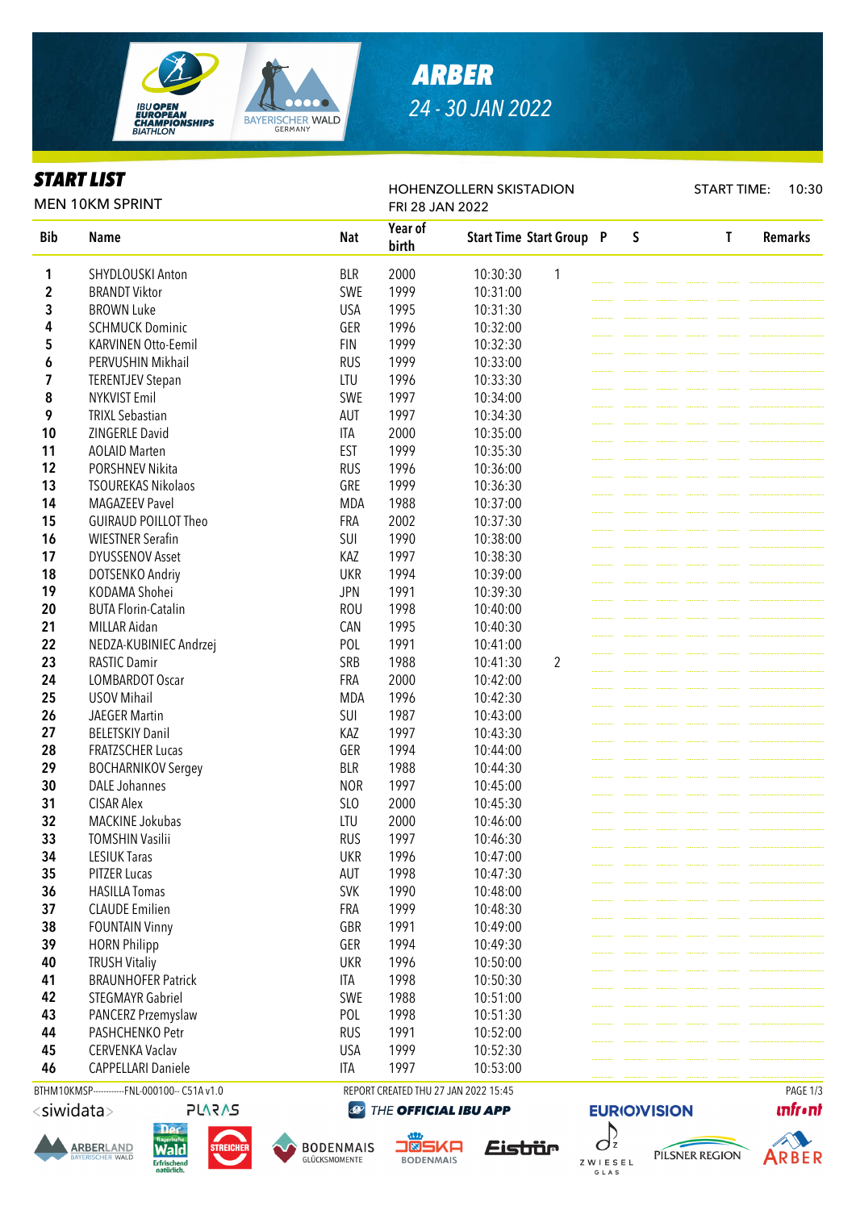# ARBER

## 24 - 30 JAN 2022

IBU OPEN EUROPEAN CHAMPIONSHIPS BIATHLON

BAYERISCHER WALD GERMANY

## START LIST

MEN 10KM SPRINT

HOHENZOLLERN SKISTADION

FRI 28 JAN 2022

START TIME: 10:30

| Bib | Name | Nat | Year of birth | Start Time | Start Group | P | S | T | Remarks |
|---|---|---|---|---|---|---|---|---|---|
| 1 | SHYDLOUSKI Anton | BLR | 2000 | 10:30:30 | 1 | | | | |
| 2 | BRANDT Viktor | SWE | 1999 | 10:31:00 | | | | | |
| 3 | BROWN Luke | USA | 1995 | 10:31:30 | | | | | |
| 4 | SCHMUCK Dominic | GER | 1996 | 10:32:00 | | | | | |
| 5 | KARVINEN Otto-Eemil | FIN | 1999 | 10:32:30 | | | | | |
| 6 | PERVUSHIN Mikhail | RUS | 1999 | 10:33:00 | | | | | |
| 7 | TERENTJEV Stepan | LTU | 1996 | 10:33:30 | | | | | |
| 8 | NYKVIST Emil | SWE | 1997 | 10:34:00 | | | | | |
| 9 | TRIXL Sebastian | AUT | 1997 | 10:34:30 | | | | | |
| 10 | ZINGERLE David | ITA | 2000 | 10:35:00 | | | | | |
| 11 | AOLAID Marten | EST | 1999 | 10:35:30 | | | | | |
| 12 | PORSHNEV Nikita | RUS | 1996 | 10:36:00 | | | | | |
| 13 | TSOUREKAS Nikolaos | GRE | 1999 | 10:36:30 | | | | | |
| 14 | MAGAZEEV Pavel | MDA | 1988 | 10:37:00 | | | | | |
| 15 | GUIRAUD POILLOT Theo | FRA | 2002 | 10:37:30 | | | | | |
| 16 | WIESTNER Serafin | SUI | 1990 | 10:38:00 | | | | | |
| 17 | DYUSSENOV Asset | KAZ | 1997 | 10:38:30 | | | | | |
| 18 | DOTSENKO Andriy | UKR | 1994 | 10:39:00 | | | | | |
| 19 | KODAMA Shohei | JPN | 1991 | 10:39:30 | | | | | |
| 20 | BUTA Florin-Catalin | ROU | 1998 | 10:40:00 | | | | | |
| 21 | MILLAR Aidan | CAN | 1995 | 10:40:30 | | | | | |
| 22 | NEDZA-KUBINIEC Andrzej | POL | 1991 | 10:41:00 | | | | | |
| 23 | RASTIC Damir | SRB | 1988 | 10:41:30 | 2 | | | | |
| 24 | LOMBARDOT Oscar | FRA | 2000 | 10:42:00 | | | | | |
| 25 | USOV Mihail | MDA | 1996 | 10:42:30 | | | | | |
| 26 | JAEGER Martin | SUI | 1987 | 10:43:00 | | | | | |
| 27 | BELETSKIY Danil | KAZ | 1997 | 10:43:30 | | | | | |
| 28 | FRATZSCHER Lucas | GER | 1994 | 10:44:00 | | | | | |
| 29 | BOCHARNIKOV Sergey | BLR | 1988 | 10:44:30 | | | | | |
| 30 | DALE Johannes | NOR | 1997 | 10:45:00 | | | | | |
| 31 | CISAR Alex | SLO | 2000 | 10:45:30 | | | | | |
| 32 | MACKINE Jokubas | LTU | 2000 | 10:46:00 | | | | | |
| 33 | TOMSHIN Vasilii | RUS | 1997 | 10:46:30 | | | | | |
| 34 | LESIUK Taras | UKR | 1996 | 10:47:00 | | | | | |
| 35 | PITZER Lucas | AUT | 1998 | 10:47:30 | | | | | |
| 36 | HASILLA Tomas | SVK | 1990 | 10:48:00 | | | | | |
| 37 | CLAUDE Emilien | FRA | 1999 | 10:48:30 | | | | | |
| 38 | FOUNTAIN Vinny | GBR | 1991 | 10:49:00 | | | | | |
| 39 | HORN Philipp | GER | 1994 | 10:49:30 | | | | | |
| 40 | TRUSH Vitaliy | UKR | 1996 | 10:50:00 | | | | | |
| 41 | BRAUNHOFER Patrick | ITA | 1998 | 10:50:30 | | | | | |
| 42 | STEGMAYR Gabriel | SWE | 1988 | 10:51:00 | | | | | |
| 43 | PANCERZ Przemyslaw | POL | 1998 | 10:51:30 | | | | | |
| 44 | PASHCHENKO Petr | RUS | 1991 | 10:52:00 | | | | | |
| 45 | CERVENKA Vaclav | USA | 1999 | 10:52:30 | | | | | |
| 46 | CAPPELLARI Daniele | ITA | 1997 | 10:53:00 | | | | | |

BTHM10KMSP-----------FNL-000100-- C51A v1.0

REPORT CREATED THU 27 JAN 2022 15:45

<siwidata> PLARAS THE OFFICIAL IBU APP EURIOVISION infront

ARBERLAND BAYERISCHER WALD · Der Bayerische Wald Erfrischend natürlich. · STREICHER · BODENMAIS GLÜCKSMOMENTE · JOSKA BODENMAIS · Eisbär · ZWIESEL GLAS · PILSNER REGION · ARBER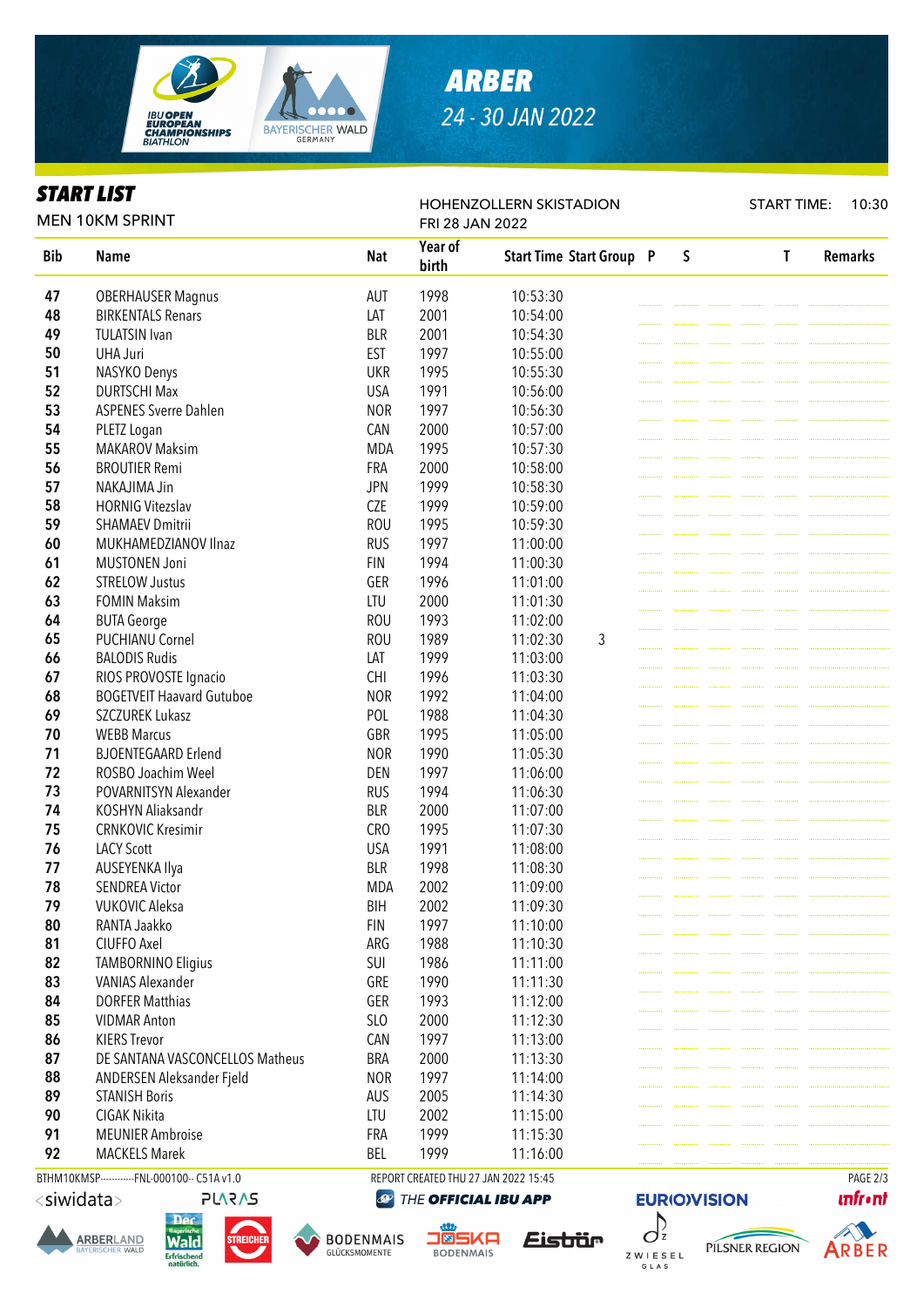## ARBER
24 - 30 JAN 2022

## START LIST
MEN 10KM SPRINT

HOHENZOLLERN SKISTADION
FRI 28 JAN 2022

START TIME: 10:30

| Bib | Name | Nat | Year of birth | Start Time | Start Group | P | S | T | Remarks |
|---|---|---|---|---|---|---|---|---|---|
| 47 | OBERHAUSER Magnus | AUT | 1998 | 10:53:30 | | | | | |
| 48 | BIRKENTALS Renars | LAT | 2001 | 10:54:00 | | | | | |
| 49 | TULATSIN Ivan | BLR | 2001 | 10:54:30 | | | | | |
| 50 | UHA Juri | EST | 1997 | 10:55:00 | | | | | |
| 51 | NASYKO Denys | UKR | 1995 | 10:55:30 | | | | | |
| 52 | DURTSCHI Max | USA | 1991 | 10:56:00 | | | | | |
| 53 | ASPENES Sverre Dahlen | NOR | 1997 | 10:56:30 | | | | | |
| 54 | PLETZ Logan | CAN | 2000 | 10:57:00 | | | | | |
| 55 | MAKAROV Maksim | MDA | 1995 | 10:57:30 | | | | | |
| 56 | BROUTIER Remi | FRA | 2000 | 10:58:00 | | | | | |
| 57 | NAKAJIMA Jin | JPN | 1999 | 10:58:30 | | | | | |
| 58 | HORNIG Vitezslav | CZE | 1999 | 10:59:00 | | | | | |
| 59 | SHAMAEV Dmitrii | ROU | 1995 | 10:59:30 | | | | | |
| 60 | MUKHAMEDZIANOV Ilnaz | RUS | 1997 | 11:00:00 | | | | | |
| 61 | MUSTONEN Joni | FIN | 1994 | 11:00:30 | | | | | |
| 62 | STRELOW Justus | GER | 1996 | 11:01:00 | | | | | |
| 63 | FOMIN Maksim | LTU | 2000 | 11:01:30 | | | | | |
| 64 | BUTA George | ROU | 1993 | 11:02:00 | | | | | |
| 65 | PUCHIANU Cornel | ROU | 1989 | 11:02:30 | 3 | | | | |
| 66 | BALODIS Rudis | LAT | 1999 | 11:03:00 | | | | | |
| 67 | RIOS PROVOSTE Ignacio | CHI | 1996 | 11:03:30 | | | | | |
| 68 | BOGETVEIT Haavard Gutuboe | NOR | 1992 | 11:04:00 | | | | | |
| 69 | SZCZUREK Lukasz | POL | 1988 | 11:04:30 | | | | | |
| 70 | WEBB Marcus | GBR | 1995 | 11:05:00 | | | | | |
| 71 | BJOENTEGAARD Erlend | NOR | 1990 | 11:05:30 | | | | | |
| 72 | ROSBO Joachim Weel | DEN | 1997 | 11:06:00 | | | | | |
| 73 | POVARNITSYN Alexander | RUS | 1994 | 11:06:30 | | | | | |
| 74 | KOSHYN Aliaksandr | BLR | 2000 | 11:07:00 | | | | | |
| 75 | CRNKOVIC Kresimir | CRO | 1995 | 11:07:30 | | | | | |
| 76 | LACY Scott | USA | 1991 | 11:08:00 | | | | | |
| 77 | AUSEYENKA Ilya | BLR | 1998 | 11:08:30 | | | | | |
| 78 | SENDREA Victor | MDA | 2002 | 11:09:00 | | | | | |
| 79 | VUKOVIC Aleksa | BIH | 2002 | 11:09:30 | | | | | |
| 80 | RANTA Jaakko | FIN | 1997 | 11:10:00 | | | | | |
| 81 | CIUFFO Axel | ARG | 1988 | 11:10:30 | | | | | |
| 82 | TAMBORNINO Eligius | SUI | 1986 | 11:11:00 | | | | | |
| 83 | VANIAS Alexander | GRE | 1990 | 11:11:30 | | | | | |
| 84 | DORFER Matthias | GER | 1993 | 11:12:00 | | | | | |
| 85 | VIDMAR Anton | SLO | 2000 | 11:12:30 | | | | | |
| 86 | KIERS Trevor | CAN | 1997 | 11:13:00 | | | | | |
| 87 | DE SANTANA VASCONCELLOS Matheus | BRA | 2000 | 11:13:30 | | | | | |
| 88 | ANDERSEN Aleksander Fjeld | NOR | 1997 | 11:14:00 | | | | | |
| 89 | STANISH Boris | AUS | 2005 | 11:14:30 | | | | | |
| 90 | CIGAK Nikita | LTU | 2002 | 11:15:00 | | | | | |
| 91 | MEUNIER Ambroise | FRA | 1999 | 11:15:30 | | | | | |
| 92 | MACKELS Marek | BEL | 1999 | 11:16:00 | | | | | |

BTHM10KMSP-----------FNL-000100-- C51A v1.0    REPORT CREATED THU 27 JAN 2022 15:45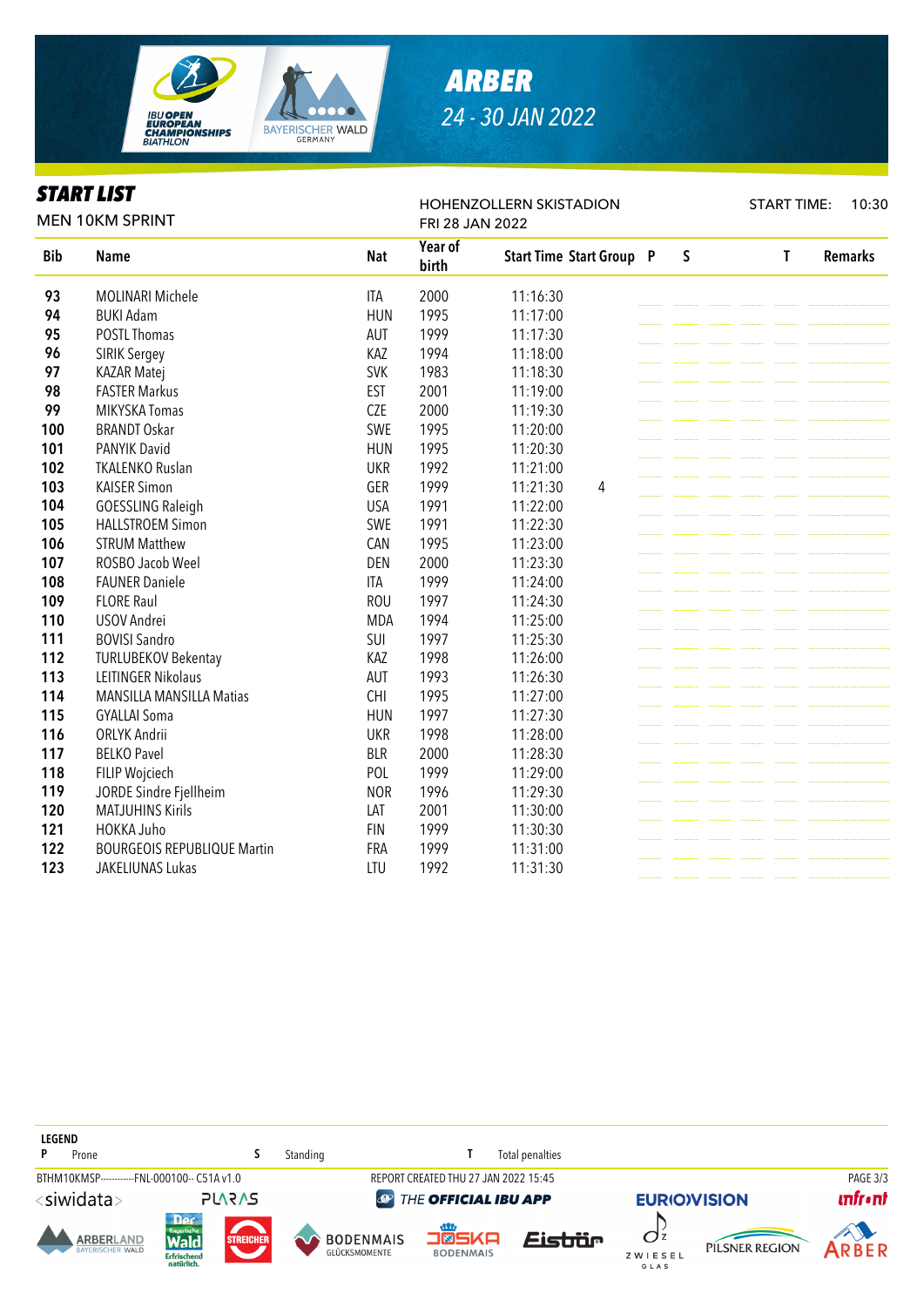# ARBER

24 - 30 JAN 2022

## START LIST

MEN 10KM SPRINT

HOHENZOLLERN SKISTADION
FRI 28 JAN 2022

START TIME: 10:30

| Bib | Name | Nat | Year of birth | Start Time | Start Group | P | S | | | T | Remarks |
|---|---|---|---|---|---|---|---|---|---|---|---|
| 93 | MOLINARI Michele | ITA | 2000 | 11:16:30 | | | | | | | |
| 94 | BUKI Adam | HUN | 1995 | 11:17:00 | | | | | | | |
| 95 | POSTL Thomas | AUT | 1999 | 11:17:30 | | | | | | | |
| 96 | SIRIK Sergey | KAZ | 1994 | 11:18:00 | | | | | | | |
| 97 | KAZAR Matej | SVK | 1983 | 11:18:30 | | | | | | | |
| 98 | FASTER Markus | EST | 2001 | 11:19:00 | | | | | | | |
| 99 | MIKYSKA Tomas | CZE | 2000 | 11:19:30 | | | | | | | |
| 100 | BRANDT Oskar | SWE | 1995 | 11:20:00 | | | | | | | |
| 101 | PANYIK David | HUN | 1995 | 11:20:30 | | | | | | | |
| 102 | TKALENKO Ruslan | UKR | 1992 | 11:21:00 | | | | | | | |
| 103 | KAISER Simon | GER | 1999 | 11:21:30 | 4 | | | | | | |
| 104 | GOESSLING Raleigh | USA | 1991 | 11:22:00 | | | | | | | |
| 105 | HALLSTROEM Simon | SWE | 1991 | 11:22:30 | | | | | | | |
| 106 | STRUM Matthew | CAN | 1995 | 11:23:00 | | | | | | | |
| 107 | ROSBO Jacob Weel | DEN | 2000 | 11:23:30 | | | | | | | |
| 108 | FAUNER Daniele | ITA | 1999 | 11:24:00 | | | | | | | |
| 109 | FLORE Raul | ROU | 1997 | 11:24:30 | | | | | | | |
| 110 | USOV Andrei | MDA | 1994 | 11:25:00 | | | | | | | |
| 111 | BOVISI Sandro | SUI | 1997 | 11:25:30 | | | | | | | |
| 112 | TURLUBEKOV Bekentay | KAZ | 1998 | 11:26:00 | | | | | | | |
| 113 | LEITINGER Nikolaus | AUT | 1993 | 11:26:30 | | | | | | | |
| 114 | MANSILLA MANSILLA Matias | CHI | 1995 | 11:27:00 | | | | | | | |
| 115 | GYALLAI Soma | HUN | 1997 | 11:27:30 | | | | | | | |
| 116 | ORLYK Andrii | UKR | 1998 | 11:28:00 | | | | | | | |
| 117 | BELKO Pavel | BLR | 2000 | 11:28:30 | | | | | | | |
| 118 | FILIP Wojciech | POL | 1999 | 11:29:00 | | | | | | | |
| 119 | JORDE Sindre Fjellheim | NOR | 1996 | 11:29:30 | | | | | | | |
| 120 | MATJUHINS Kirils | LAT | 2001 | 11:30:00 | | | | | | | |
| 121 | HOKKA Juho | FIN | 1999 | 11:30:30 | | | | | | | |
| 122 | BOURGEOIS REPUBLIQUE Martin | FRA | 1999 | 11:31:00 | | | | | | | |
| 123 | JAKELIUNAS Lukas | LTU | 1992 | 11:31:30 | | | | | | | |

LEGEND
P Prone   S Standing   T Total penalties

BTHM10KMSP-----------FNL-000100-- C51A v1.0   REPORT CREATED THU 27 JAN 2022 15:45